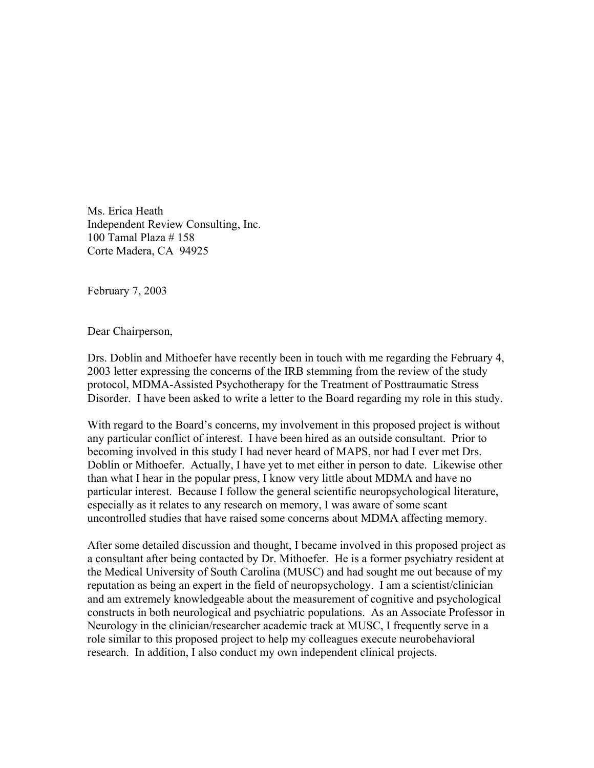Ms. Erica Heath
Independent Review Consulting, Inc.
100 Tamal Plaza # 158
Corte Madera, CA 94925

February 7, 2003

Dear Chairperson,

Drs. Doblin and Mithoefer have recently been in touch with me regarding the February 4, 2003 letter expressing the concerns of the IRB stemming from the review of the study protocol, MDMA-Assisted Psychotherapy for the Treatment of Posttraumatic Stress Disorder. I have been asked to write a letter to the Board regarding my role in this study.

With regard to the Board's concerns, my involvement in this proposed project is without any particular conflict of interest. I have been hired as an outside consultant. Prior to becoming involved in this study I had never heard of MAPS, nor had I ever met Drs. Doblin or Mithoefer. Actually, I have yet to met either in person to date. Likewise other than what I hear in the popular press, I know very little about MDMA and have no particular interest. Because I follow the general scientific neuropsychological literature, especially as it relates to any research on memory, I was aware of some scant uncontrolled studies that have raised some concerns about MDMA affecting memory.

After some detailed discussion and thought, I became involved in this proposed project as a consultant after being contacted by Dr. Mithoefer. He is a former psychiatry resident at the Medical University of South Carolina (MUSC) and had sought me out because of my reputation as being an expert in the field of neuropsychology. I am a scientist/clinician and am extremely knowledgeable about the measurement of cognitive and psychological constructs in both neurological and psychiatric populations. As an Associate Professor in Neurology in the clinician/researcher academic track at MUSC, I frequently serve in a role similar to this proposed project to help my colleagues execute neurobehavioral research. In addition, I also conduct my own independent clinical projects.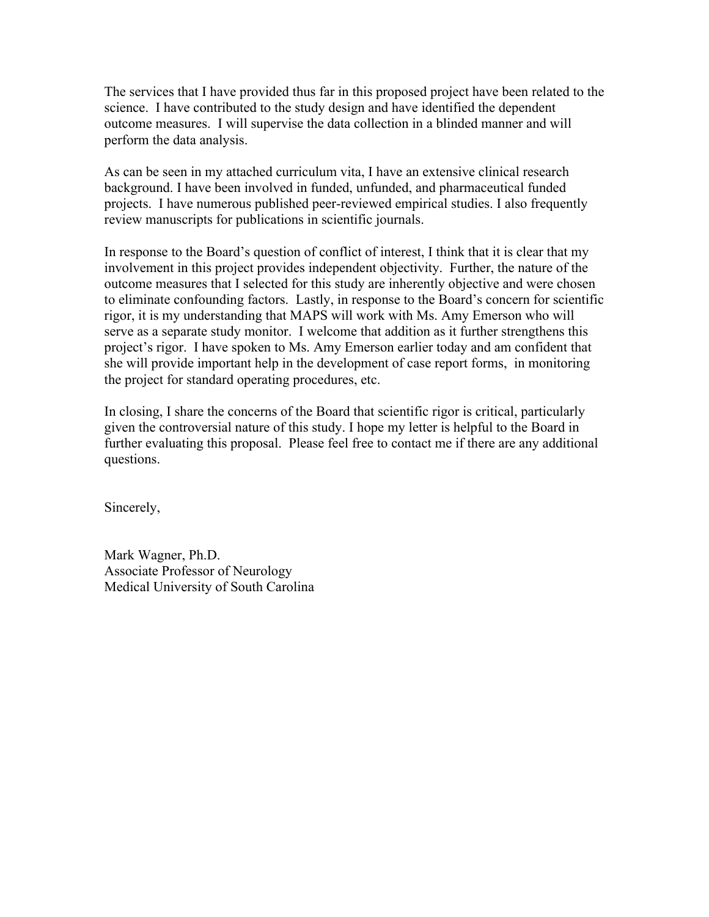The services that I have provided thus far in this proposed project have been related to the science. I have contributed to the study design and have identified the dependent outcome measures. I will supervise the data collection in a blinded manner and will perform the data analysis.

As can be seen in my attached curriculum vita, I have an extensive clinical research background. I have been involved in funded, unfunded, and pharmaceutical funded projects. I have numerous published peer-reviewed empirical studies. I also frequently review manuscripts for publications in scientific journals.

In response to the Board's question of conflict of interest, I think that it is clear that my involvement in this project provides independent objectivity. Further, the nature of the outcome measures that I selected for this study are inherently objective and were chosen to eliminate confounding factors. Lastly, in response to the Board's concern for scientific rigor, it is my understanding that MAPS will work with Ms. Amy Emerson who will serve as a separate study monitor. I welcome that addition as it further strengthens this project's rigor. I have spoken to Ms. Amy Emerson earlier today and am confident that she will provide important help in the development of case report forms, in monitoring the project for standard operating procedures, etc.

In closing, I share the concerns of the Board that scientific rigor is critical, particularly given the controversial nature of this study. I hope my letter is helpful to the Board in further evaluating this proposal. Please feel free to contact me if there are any additional questions.

Sincerely,

Mark Wagner, Ph.D.
Associate Professor of Neurology
Medical University of South Carolina